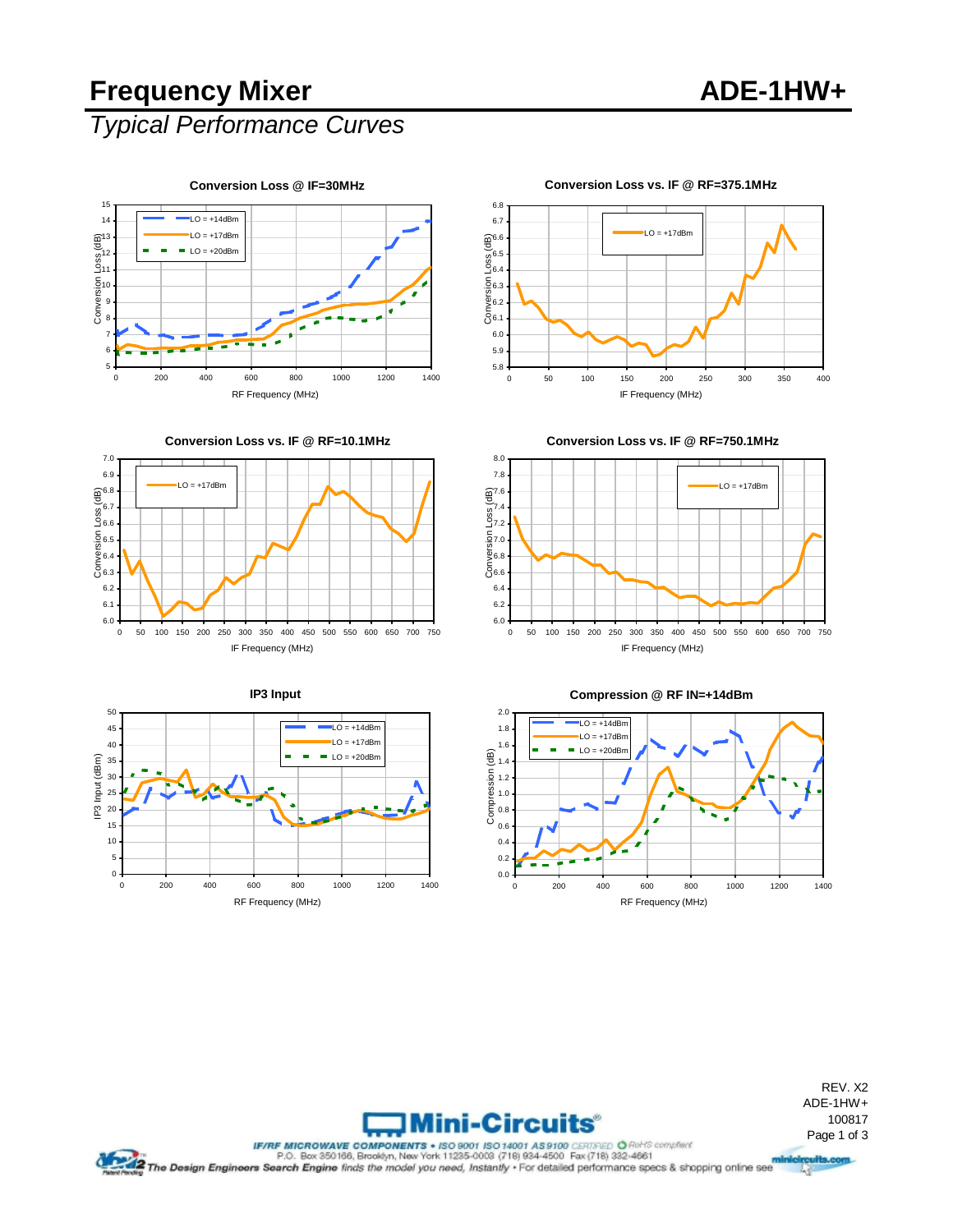# Frequency Mixer

# ADE-1HW+

## *Typical Performance Curves*

**Conversion Loss @ IF=30MHz**

**Conversion Loss vs. IF @ RF=375.1MHz**

**Conversion Loss vs. IF @ RF=10.1MHz**

**Conversion Loss vs. IF @ RF=750.1MHz**

**IP3 Input**

**Compression @ RF IN=+14dBm**

REV. X2
ADE-1HW+
100817

**Mini-Circuits®**

*IF/RF MICROWAVE COMPONENTS* • ISO 9001 ISO 14001 AS 9100 CERTIFIED • RoHS compliant
P.O. Box 350166, Brooklyn, New York 11235-0003 (718) 934-4500 Fax (718) 332-4661

The Design Engineers Search Engine finds the model you need, Instantly • For detailed performance specs & shopping online see minicircuits.com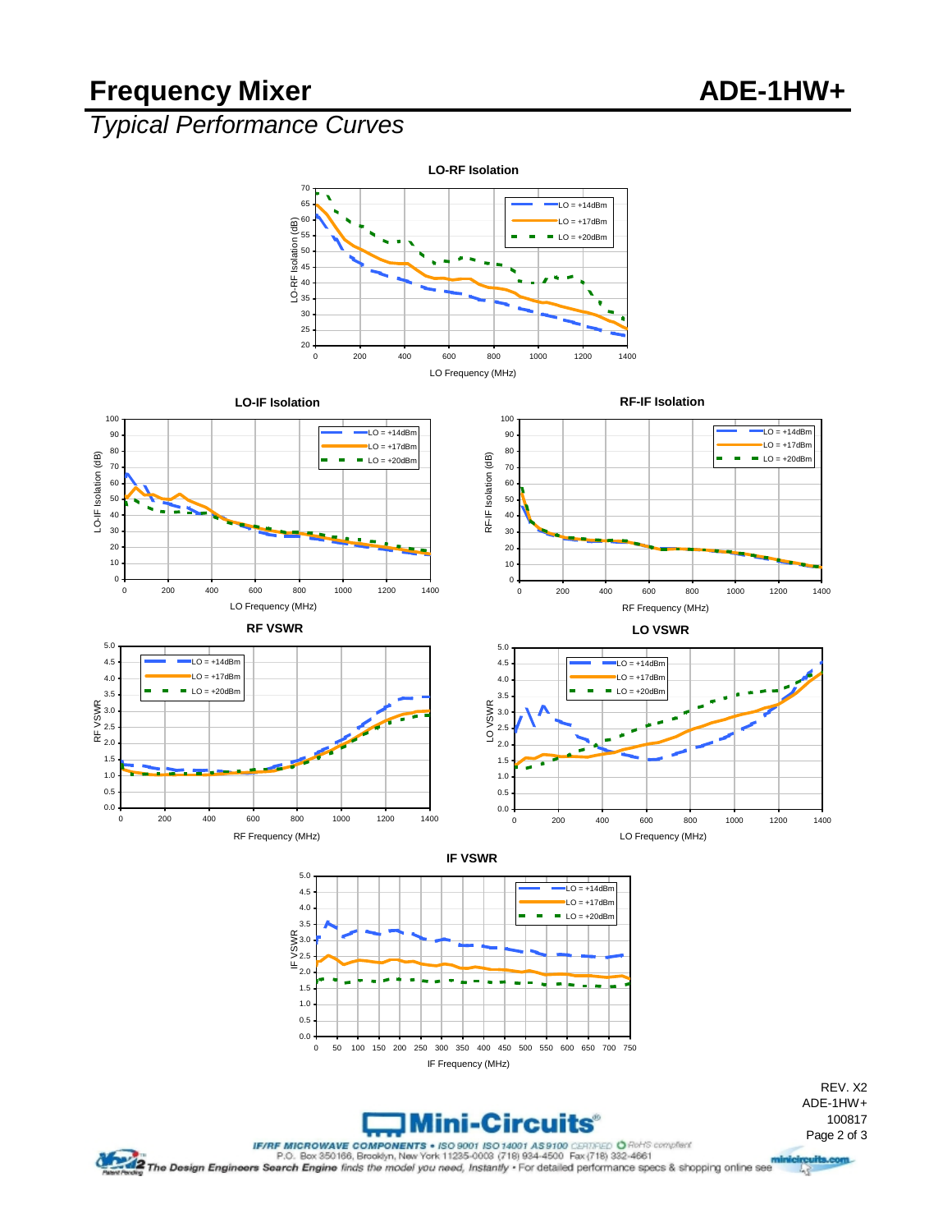# Frequency Mixer

# ADE-1HW+

## *Typical Performance Curves*

**LO-RF Isolation**

**LO-IF Isolation**

**RF-IF Isolation**

**RF VSWR**

**LO VSWR**

**IF VSWR**

REV. X2
ADE-1HW+
100817

**Mini-Circuits®**

*IF/RF MICROWAVE COMPONENTS* • ISO 9001 ISO 14001 AS 9100 CERTIFIED • RoHS compliant
P.O. Box 350166, Brooklyn, New York 11235-0003 (718) 934-4500 Fax (718) 332-4661

*The Design Engineers Search Engine* finds the model you need, Instantly • For detailed performance specs & shopping online see minicircuits.com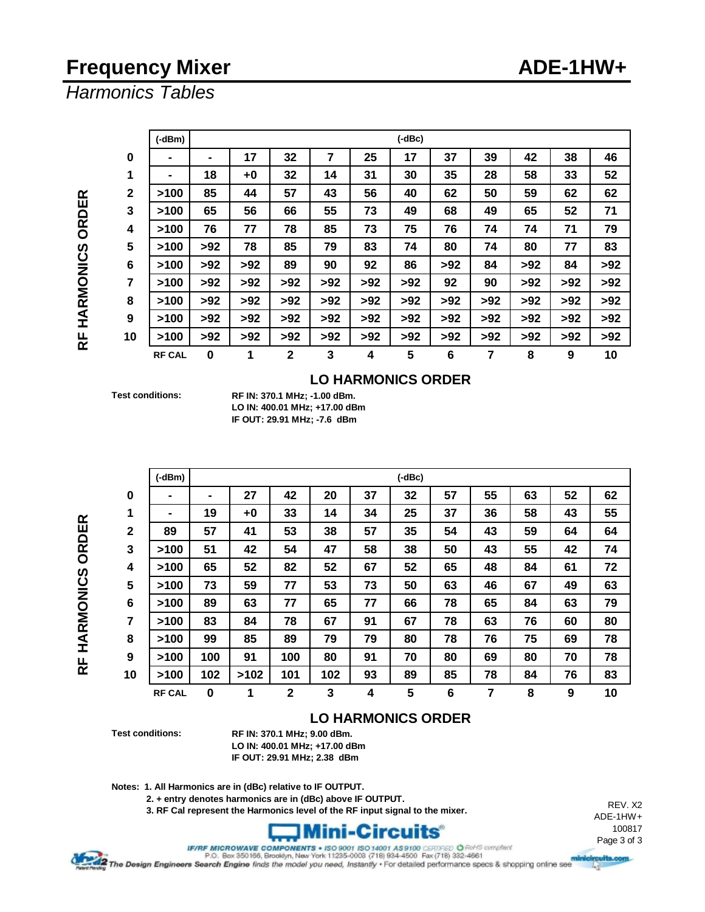# Frequency Mixer

# ADE-1HW+

## *Harmonics Tables*

**RF HARMONICS ORDER** vs **LO HARMONICS ORDER**

| RF Harmonics Order | (-dBm) RF CAL | (-dBc) LO 0 | LO 1 | LO 2 | LO 3 | LO 4 | LO 5 | LO 6 | LO 7 | LO 8 | LO 9 | LO 10 |
|---|---|---|---|---|---|---|---|---|---|---|---|---|
| 0 | - | - | 17 | 32 | 7 | 25 | 17 | 37 | 39 | 42 | 38 | 46 |
| 1 | - | 18 | +0 | 32 | 14 | 31 | 30 | 35 | 28 | 58 | 33 | 52 |
| 2 | >100 | 85 | 44 | 57 | 43 | 56 | 40 | 62 | 50 | 59 | 62 | 62 |
| 3 | >100 | 65 | 56 | 66 | 55 | 73 | 49 | 68 | 49 | 65 | 52 | 71 |
| 4 | >100 | 76 | 77 | 78 | 85 | 73 | 75 | 76 | 74 | 74 | 71 | 79 |
| 5 | >100 | >92 | 78 | 85 | 79 | 83 | 74 | 80 | 74 | 80 | 77 | 83 |
| 6 | >100 | >92 | >92 | 89 | 90 | 92 | 86 | >92 | 84 | >92 | 84 | >92 |
| 7 | >100 | >92 | >92 | >92 | >92 | >92 | >92 | 92 | 90 | >92 | >92 | >92 |
| 8 | >100 | >92 | >92 | >92 | >92 | >92 | >92 | >92 | >92 | >92 | >92 | >92 |
| 9 | >100 | >92 | >92 | >92 | >92 | >92 | >92 | >92 | >92 | >92 | >92 | >92 |
| 10 | >100 | >92 | >92 | >92 | >92 | >92 | >92 | >92 | >92 | >92 | >92 | >92 |

**Test conditions:**
**RF IN: 370.1 MHz; -1.00 dBm.**
**LO IN: 400.01 MHz; +17.00 dBm**
**IF OUT: 29.91 MHz; -7.6 dBm**

**RF HARMONICS ORDER** vs **LO HARMONICS ORDER**

| RF Harmonics Order | (-dBm) RF CAL | (-dBc) LO 0 | LO 1 | LO 2 | LO 3 | LO 4 | LO 5 | LO 6 | LO 7 | LO 8 | LO 9 | LO 10 |
|---|---|---|---|---|---|---|---|---|---|---|---|---|
| 0 | - | - | 27 | 42 | 20 | 37 | 32 | 57 | 55 | 63 | 52 | 62 |
| 1 | - | 19 | +0 | 33 | 14 | 34 | 25 | 37 | 36 | 58 | 43 | 55 |
| 2 | 89 | 57 | 41 | 53 | 38 | 57 | 35 | 54 | 43 | 59 | 64 | 64 |
| 3 | >100 | 51 | 42 | 54 | 47 | 58 | 38 | 50 | 43 | 55 | 42 | 74 |
| 4 | >100 | 65 | 52 | 82 | 52 | 67 | 52 | 65 | 48 | 84 | 61 | 72 |
| 5 | >100 | 73 | 59 | 77 | 53 | 73 | 50 | 63 | 46 | 67 | 49 | 63 |
| 6 | >100 | 89 | 63 | 77 | 65 | 77 | 66 | 78 | 65 | 84 | 63 | 79 |
| 7 | >100 | 83 | 84 | 78 | 67 | 91 | 67 | 78 | 63 | 76 | 60 | 80 |
| 8 | >100 | 99 | 85 | 89 | 79 | 79 | 80 | 78 | 76 | 75 | 69 | 78 |
| 9 | >100 | 100 | 91 | 100 | 80 | 91 | 70 | 80 | 69 | 80 | 70 | 78 |
| 10 | >100 | 102 | >102 | 101 | 102 | 93 | 89 | 85 | 78 | 84 | 76 | 83 |

**Test conditions:**
**RF IN: 370.1 MHz; 9.00 dBm.**
**LO IN: 400.01 MHz; +17.00 dBm**
**IF OUT: 29.91 MHz; 2.38 dBm**

**Notes: 1. All Harmonics are in (dBc) relative to IF OUTPUT.**
**2. + entry denotes harmonics are in (dBc) above IF OUTPUT.**
**3. RF Cal represent the Harmonics level of the RF input signal to the mixer.**

REV. X2
ADE-1HW+
100817